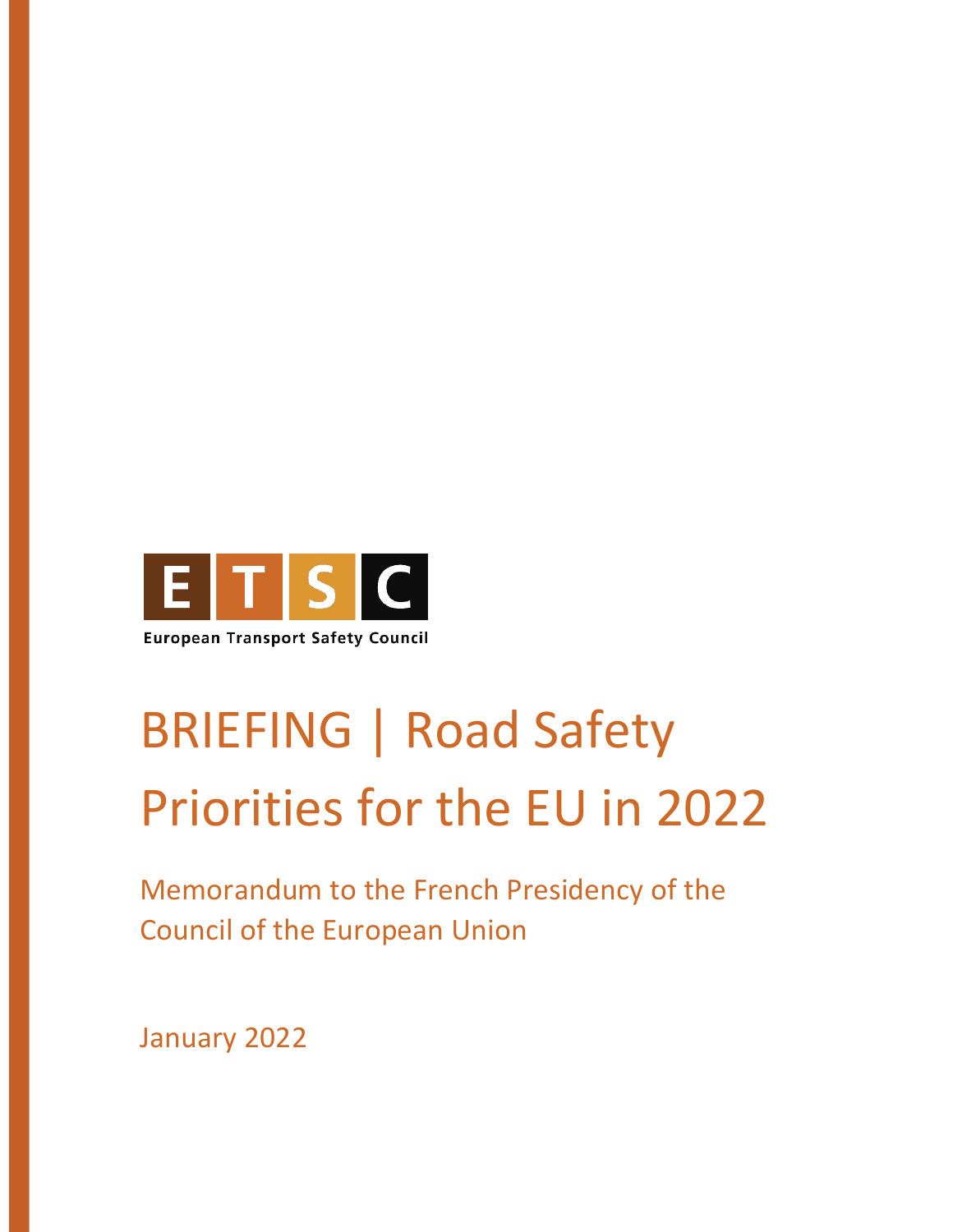ETSC

European Transport Safety Council

# BRIEFING | Road Safety Priorities for the EU in 2022

## Memorandum to the French Presidency of the Council of the European Union

January 2022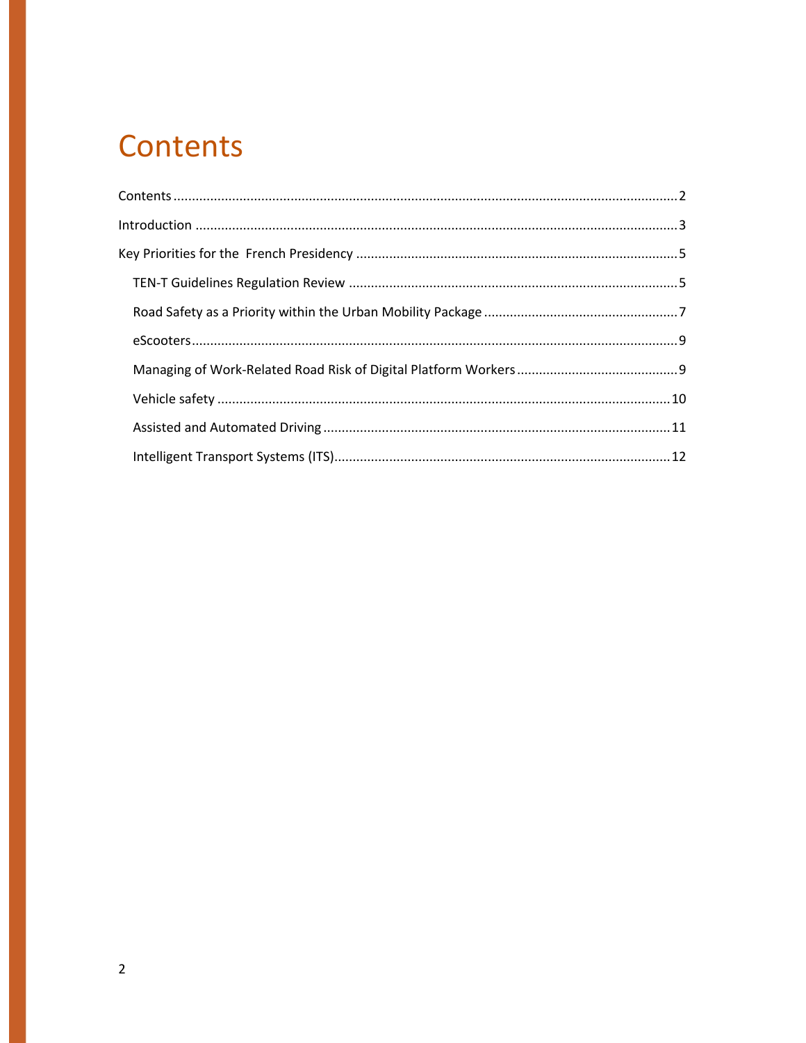# Contents

- Contents ........................................................ 2
- Introduction ........................................................ 3
- Key Priorities for the French Presidency ........................................................ 5
  - TEN-T Guidelines Regulation Review ........................................................ 5
  - Road Safety as a Priority within the Urban Mobility Package ........................................................ 7
  - eScooters ........................................................ 9
  - Managing of Work-Related Road Risk of Digital Platform Workers ........................................................ 9
  - Vehicle safety ........................................................ 10
  - Assisted and Automated Driving ........................................................ 11
  - Intelligent Transport Systems (ITS) ........................................................ 12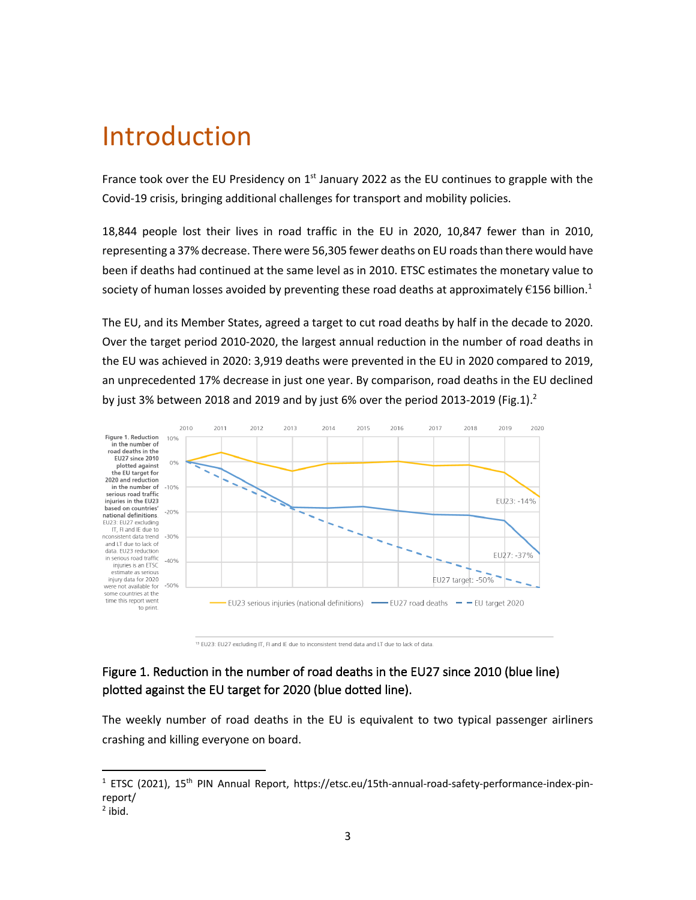# Introduction

France took over the EU Presidency on 1st January 2022 as the EU continues to grapple with the Covid-19 crisis, bringing additional challenges for transport and mobility policies.

18,844 people lost their lives in road traffic in the EU in 2020, 10,847 fewer than in 2010, representing a 37% decrease. There were 56,305 fewer deaths on EU roads than there would have been if deaths had continued at the same level as in 2010. ETSC estimates the monetary value to society of human losses avoided by preventing these road deaths at approximately €156 billion.[1]

The EU, and its Member States, agreed a target to cut road deaths by half in the decade to 2020. Over the target period 2010-2020, the largest annual reduction in the number of road deaths in the EU was achieved in 2020: 3,919 deaths were prevented in the EU in 2020 compared to 2019, an unprecedented 17% decrease in just one year. By comparison, road deaths in the EU declined by just 3% between 2018 and 2019 and by just 6% over the period 2013-2019 (Fig.1).[2]

**Figure 1. Reduction in the number of road deaths in the EU27 since 2010 plotted against the EU target for 2020 and reduction in the number of serious road traffic injuries in the EU23 based on countries' national definitions.** EU23: EU27 excluding IT, FI and IE due to inconsistent data trend and LT due to lack of data. EU23 reduction in serious road traffic injuries is an ETSC estimate as serious injury data for 2020 were not available for some countries at the time this report went to print.

[1] EU23: EU27 excluding IT, FI and IE due to inconsistent trend data and LT due to lack of data.

## Figure 1. Reduction in the number of road deaths in the EU27 since 2010 (blue line) plotted against the EU target for 2020 (blue dotted line).

The weekly number of road deaths in the EU is equivalent to two typical passenger airliners crashing and killing everyone on board.

---

[1] ETSC (2021), 15th PIN Annual Report, https://etsc.eu/15th-annual-road-safety-performance-index-pin-report/

[2] ibid.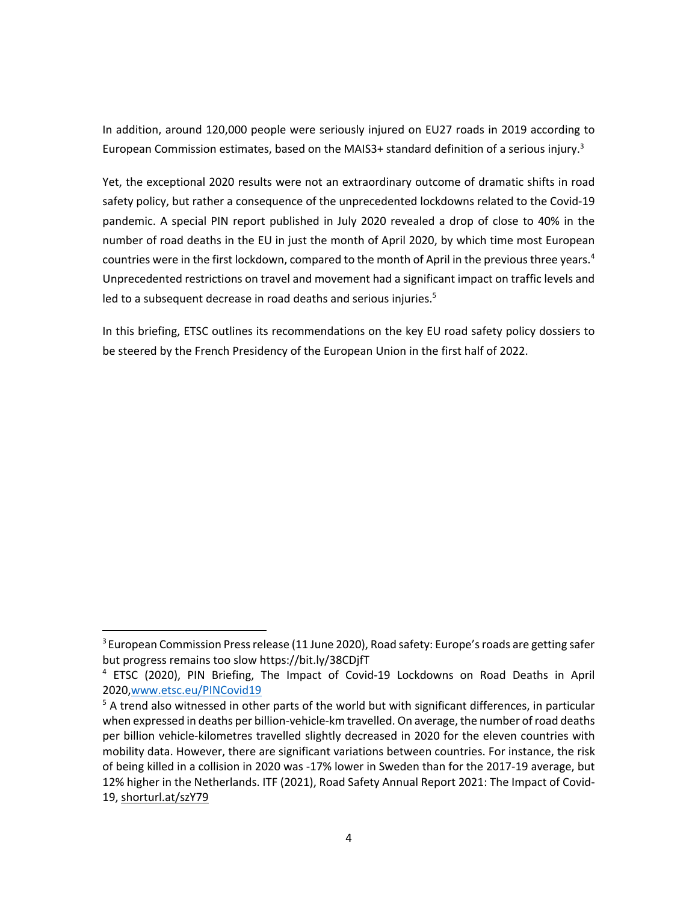In addition, around 120,000 people were seriously injured on EU27 roads in 2019 according to European Commission estimates, based on the MAIS3+ standard definition of a serious injury.[3]

Yet, the exceptional 2020 results were not an extraordinary outcome of dramatic shifts in road safety policy, but rather a consequence of the unprecedented lockdowns related to the Covid-19 pandemic. A special PIN report published in July 2020 revealed a drop of close to 40% in the number of road deaths in the EU in just the month of April 2020, by which time most European countries were in the first lockdown, compared to the month of April in the previous three years.[4] Unprecedented restrictions on travel and movement had a significant impact on traffic levels and led to a subsequent decrease in road deaths and serious injuries.[5]

In this briefing, ETSC outlines its recommendations on the key EU road safety policy dossiers to be steered by the French Presidency of the European Union in the first half of 2022.

---

[3] European Commission Press release (11 June 2020), Road safety: Europe's roads are getting safer but progress remains too slow https://bit.ly/38CDjfT

[4] ETSC (2020), PIN Briefing, The Impact of Covid-19 Lockdowns on Road Deaths in April 2020,[www.etsc.eu/PINCovid19](www.etsc.eu/PINCovid19)

[5] A trend also witnessed in other parts of the world but with significant differences, in particular when expressed in deaths per billion-vehicle-km travelled. On average, the number of road deaths per billion vehicle-kilometres travelled slightly decreased in 2020 for the eleven countries with mobility data. However, there are significant variations between countries. For instance, the risk of being killed in a collision in 2020 was -17% lower in Sweden than for the 2017-19 average, but 12% higher in the Netherlands. ITF (2021), Road Safety Annual Report 2021: The Impact of Covid-19, shorturl.at/szY79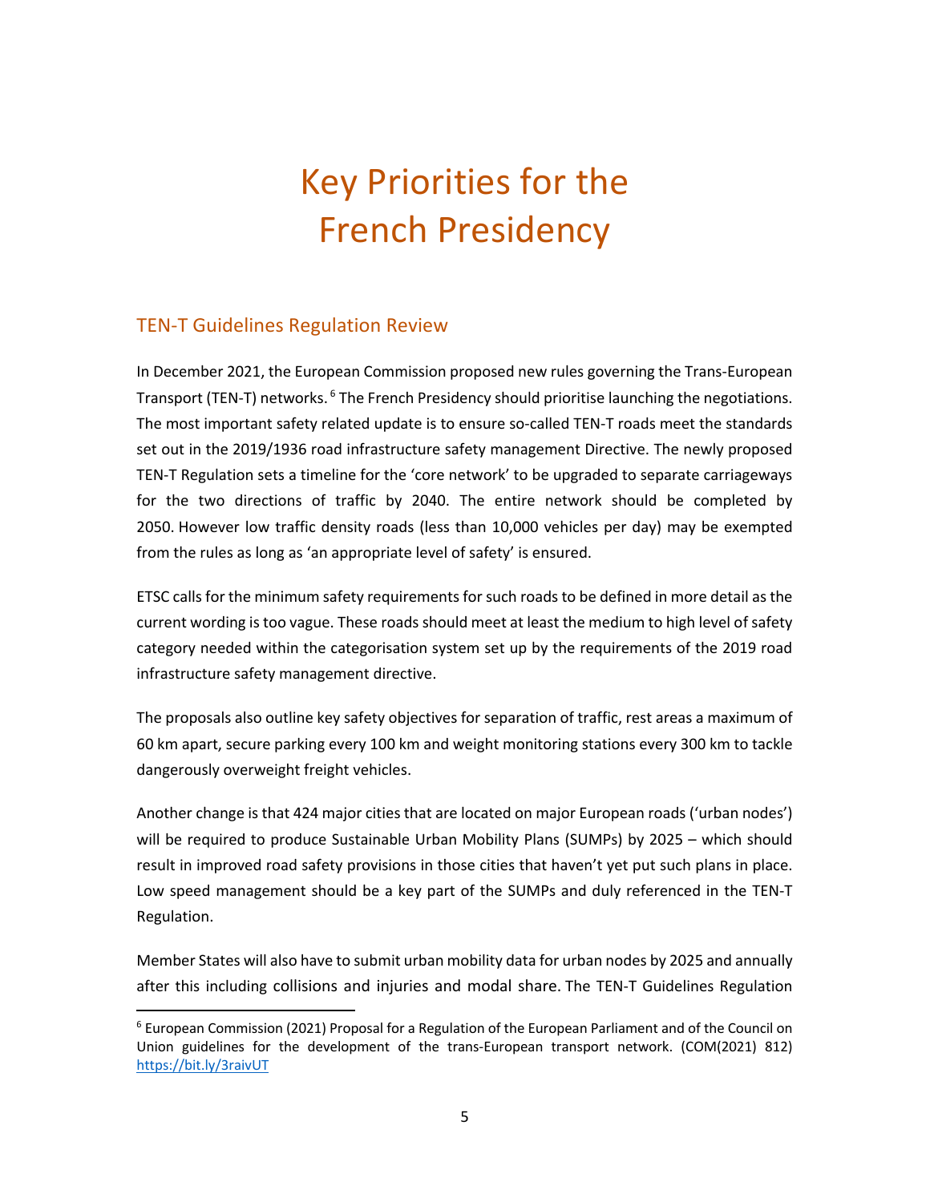# Key Priorities for the French Presidency

## TEN-T Guidelines Regulation Review

In December 2021, the European Commission proposed new rules governing the Trans-European Transport (TEN-T) networks.[6] The French Presidency should prioritise launching the negotiations. The most important safety related update is to ensure so-called TEN-T roads meet the standards set out in the 2019/1936 road infrastructure safety management Directive. The newly proposed TEN-T Regulation sets a timeline for the 'core network' to be upgraded to separate carriageways for the two directions of traffic by 2040. The entire network should be completed by 2050. However low traffic density roads (less than 10,000 vehicles per day) may be exempted from the rules as long as 'an appropriate level of safety' is ensured.

ETSC calls for the minimum safety requirements for such roads to be defined in more detail as the current wording is too vague. These roads should meet at least the medium to high level of safety category needed within the categorisation system set up by the requirements of the 2019 road infrastructure safety management directive.

The proposals also outline key safety objectives for separation of traffic, rest areas a maximum of 60 km apart, secure parking every 100 km and weight monitoring stations every 300 km to tackle dangerously overweight freight vehicles.

Another change is that 424 major cities that are located on major European roads ('urban nodes') will be required to produce Sustainable Urban Mobility Plans (SUMPs) by 2025 – which should result in improved road safety provisions in those cities that haven't yet put such plans in place. Low speed management should be a key part of the SUMPs and duly referenced in the TEN-T Regulation.

Member States will also have to submit urban mobility data for urban nodes by 2025 and annually after this including collisions and injuries and modal share. The TEN-T Guidelines Regulation

---

[6] European Commission (2021) Proposal for a Regulation of the European Parliament and of the Council on Union guidelines for the development of the trans-European transport network. (COM(2021) 812) https://bit.ly/3raivUT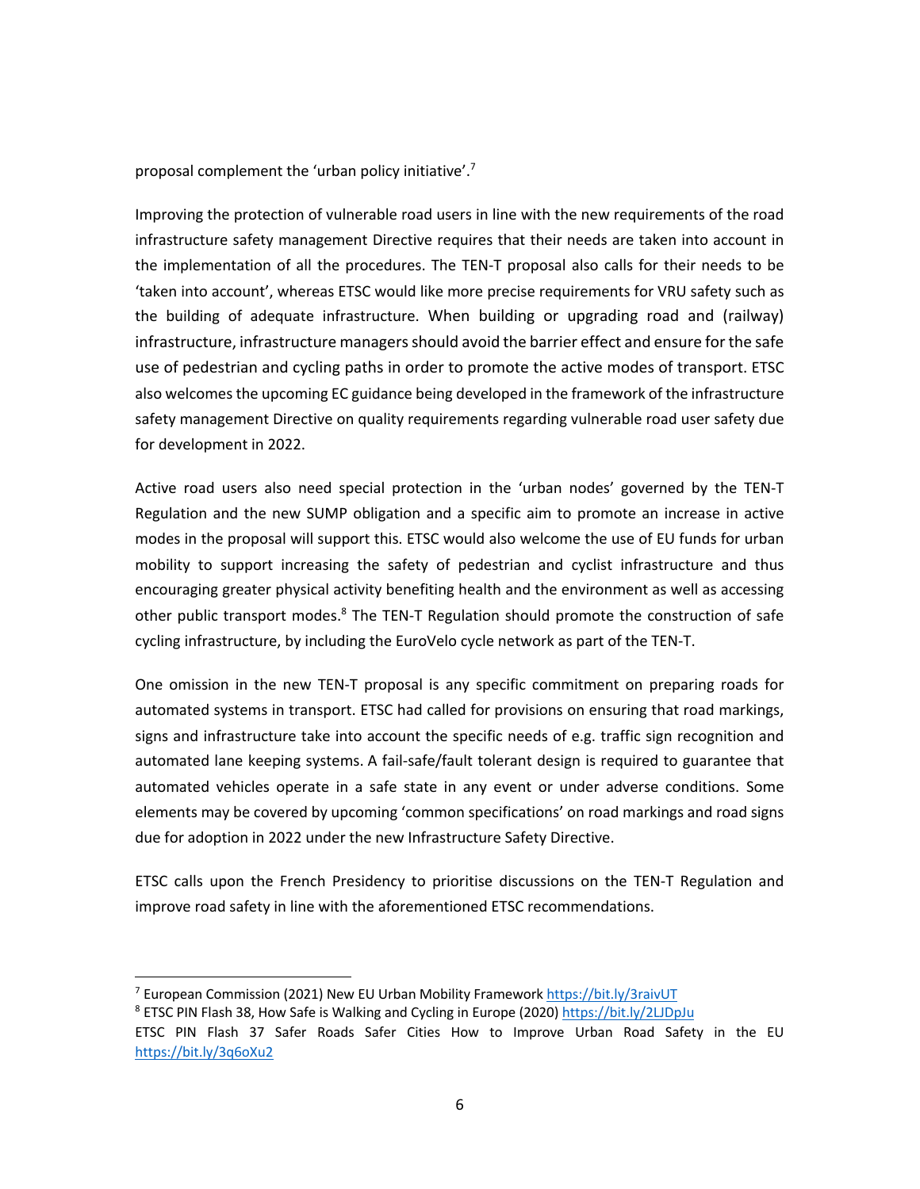proposal complement the 'urban policy initiative'.[7]

Improving the protection of vulnerable road users in line with the new requirements of the road infrastructure safety management Directive requires that their needs are taken into account in the implementation of all the procedures. The TEN-T proposal also calls for their needs to be 'taken into account', whereas ETSC would like more precise requirements for VRU safety such as the building of adequate infrastructure. When building or upgrading road and (railway) infrastructure, infrastructure managers should avoid the barrier effect and ensure for the safe use of pedestrian and cycling paths in order to promote the active modes of transport. ETSC also welcomes the upcoming EC guidance being developed in the framework of the infrastructure safety management Directive on quality requirements regarding vulnerable road user safety due for development in 2022.

Active road users also need special protection in the 'urban nodes' governed by the TEN-T Regulation and the new SUMP obligation and a specific aim to promote an increase in active modes in the proposal will support this. ETSC would also welcome the use of EU funds for urban mobility to support increasing the safety of pedestrian and cyclist infrastructure and thus encouraging greater physical activity benefiting health and the environment as well as accessing other public transport modes.[8] The TEN-T Regulation should promote the construction of safe cycling infrastructure, by including the EuroVelo cycle network as part of the TEN-T.

One omission in the new TEN-T proposal is any specific commitment on preparing roads for automated systems in transport. ETSC had called for provisions on ensuring that road markings, signs and infrastructure take into account the specific needs of e.g. traffic sign recognition and automated lane keeping systems. A fail-safe/fault tolerant design is required to guarantee that automated vehicles operate in a safe state in any event or under adverse conditions. Some elements may be covered by upcoming 'common specifications' on road markings and road signs due for adoption in 2022 under the new Infrastructure Safety Directive.

ETSC calls upon the French Presidency to prioritise discussions on the TEN-T Regulation and improve road safety in line with the aforementioned ETSC recommendations.

---

[7] European Commission (2021) New EU Urban Mobility Framework https://bit.ly/3raivUT

[8] ETSC PIN Flash 38, How Safe is Walking and Cycling in Europe (2020) https://bit.ly/2LJDpJu

ETSC PIN Flash 37 Safer Roads Safer Cities How to Improve Urban Road Safety in the EU https://bit.ly/3q6oXu2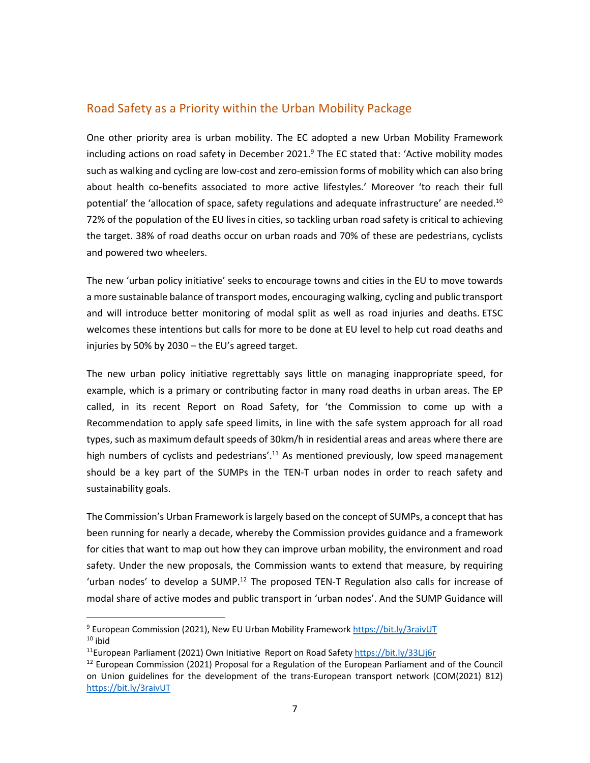## Road Safety as a Priority within the Urban Mobility Package

One other priority area is urban mobility. The EC adopted a new Urban Mobility Framework including actions on road safety in December 2021.[9] The EC stated that: 'Active mobility modes such as walking and cycling are low-cost and zero-emission forms of mobility which can also bring about health co-benefits associated to more active lifestyles.' Moreover 'to reach their full potential' the 'allocation of space, safety regulations and adequate infrastructure' are needed.[10] 72% of the population of the EU lives in cities, so tackling urban road safety is critical to achieving the target. 38% of road deaths occur on urban roads and 70% of these are pedestrians, cyclists and powered two wheelers.

The new 'urban policy initiative' seeks to encourage towns and cities in the EU to move towards a more sustainable balance of transport modes, encouraging walking, cycling and public transport and will introduce better monitoring of modal split as well as road injuries and deaths. ETSC welcomes these intentions but calls for more to be done at EU level to help cut road deaths and injuries by 50% by 2030 – the EU's agreed target.

The new urban policy initiative regrettably says little on managing inappropriate speed, for example, which is a primary or contributing factor in many road deaths in urban areas. The EP called, in its recent Report on Road Safety, for 'the Commission to come up with a Recommendation to apply safe speed limits, in line with the safe system approach for all road types, such as maximum default speeds of 30km/h in residential areas and areas where there are high numbers of cyclists and pedestrians'.[11] As mentioned previously, low speed management should be a key part of the SUMPs in the TEN-T urban nodes in order to reach safety and sustainability goals.

The Commission's Urban Framework is largely based on the concept of SUMPs, a concept that has been running for nearly a decade, whereby the Commission provides guidance and a framework for cities that want to map out how they can improve urban mobility, the environment and road safety. Under the new proposals, the Commission wants to extend that measure, by requiring 'urban nodes' to develop a SUMP.[12] The proposed TEN-T Regulation also calls for increase of modal share of active modes and public transport in 'urban nodes'. And the SUMP Guidance will

---

[9] European Commission (2021), New EU Urban Mobility Framework https://bit.ly/3raivUT

[10] ibid

[11] European Parliament (2021) Own Initiative Report on Road Safety https://bit.ly/33LJj6r

[12] European Commission (2021) Proposal for a Regulation of the European Parliament and of the Council on Union guidelines for the development of the trans-European transport network (COM(2021) 812) https://bit.ly/3raivUT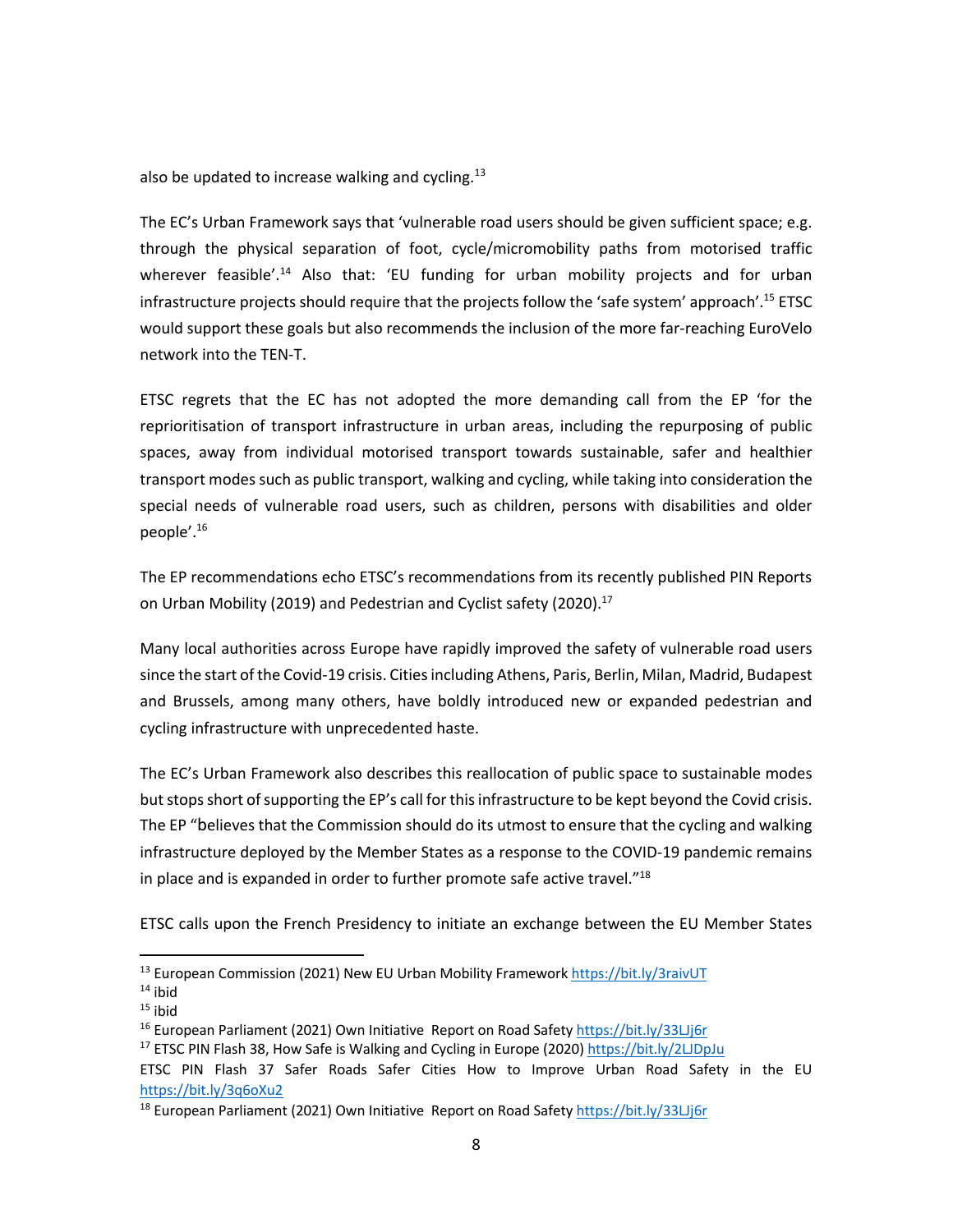also be updated to increase walking and cycling.[13]

The EC's Urban Framework says that 'vulnerable road users should be given sufficient space; e.g. through the physical separation of foot, cycle/micromobility paths from motorised traffic wherever feasible'.[14] Also that: 'EU funding for urban mobility projects and for urban infrastructure projects should require that the projects follow the 'safe system' approach'.[15] ETSC would support these goals but also recommends the inclusion of the more far-reaching EuroVelo network into the TEN-T.

ETSC regrets that the EC has not adopted the more demanding call from the EP 'for the reprioritisation of transport infrastructure in urban areas, including the repurposing of public spaces, away from individual motorised transport towards sustainable, safer and healthier transport modes such as public transport, walking and cycling, while taking into consideration the special needs of vulnerable road users, such as children, persons with disabilities and older people'.[16]

The EP recommendations echo ETSC's recommendations from its recently published PIN Reports on Urban Mobility (2019) and Pedestrian and Cyclist safety (2020).[17]

Many local authorities across Europe have rapidly improved the safety of vulnerable road users since the start of the Covid-19 crisis. Cities including Athens, Paris, Berlin, Milan, Madrid, Budapest and Brussels, among many others, have boldly introduced new or expanded pedestrian and cycling infrastructure with unprecedented haste.

The EC's Urban Framework also describes this reallocation of public space to sustainable modes but stops short of supporting the EP's call for this infrastructure to be kept beyond the Covid crisis. The EP "believes that the Commission should do its utmost to ensure that the cycling and walking infrastructure deployed by the Member States as a response to the COVID-19 pandemic remains in place and is expanded in order to further promote safe active travel."[18]

ETSC calls upon the French Presidency to initiate an exchange between the EU Member States

---

[13] European Commission (2021) New EU Urban Mobility Framework https://bit.ly/3raivUT

[14] ibid

[15] ibid

[16] European Parliament (2021) Own Initiative Report on Road Safety https://bit.ly/33LJj6r

[17] ETSC PIN Flash 38, How Safe is Walking and Cycling in Europe (2020) https://bit.ly/2LJDpJu
ETSC PIN Flash 37 Safer Roads Safer Cities How to Improve Urban Road Safety in the EU https://bit.ly/3q6oXu2

[18] European Parliament (2021) Own Initiative Report on Road Safety https://bit.ly/33LJj6r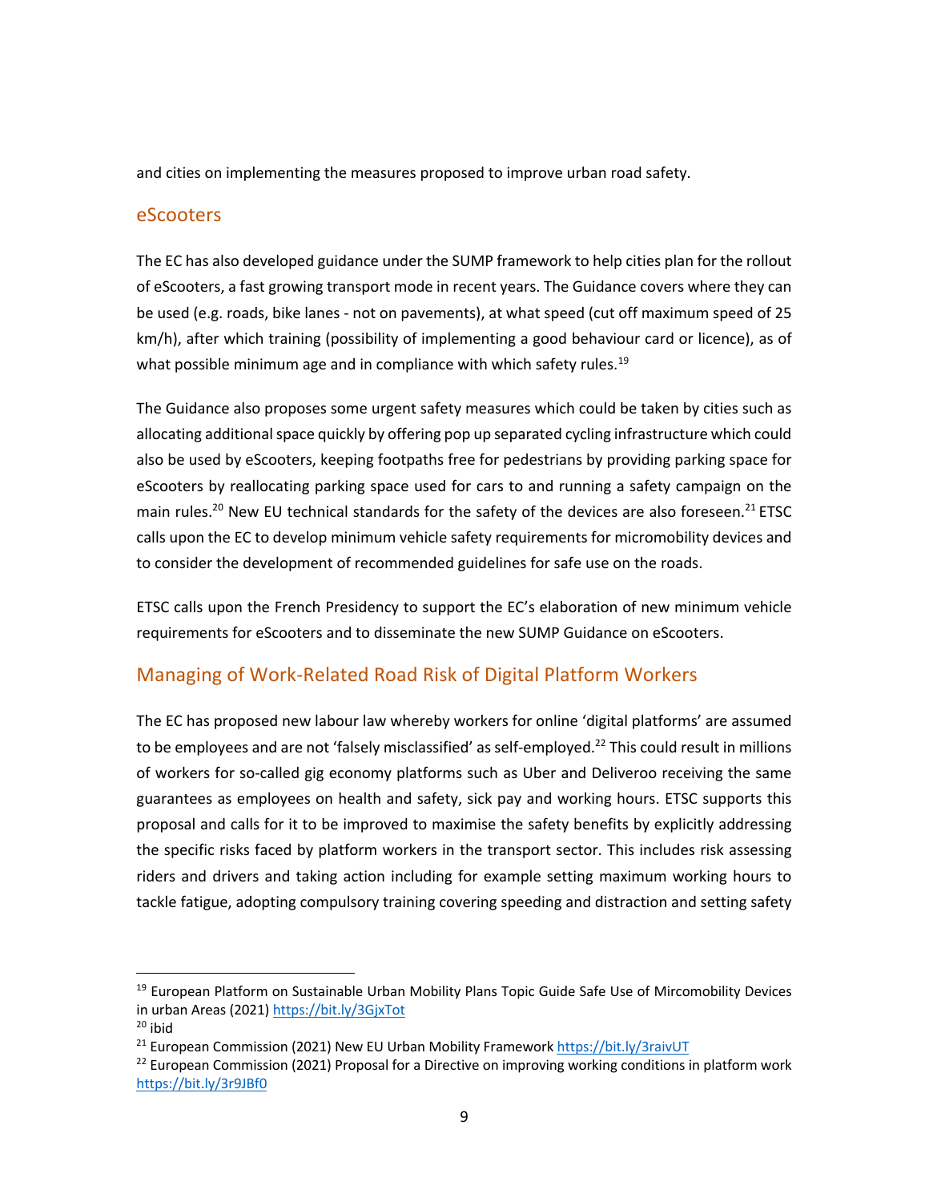and cities on implementing the measures proposed to improve urban road safety.

## eScooters

The EC has also developed guidance under the SUMP framework to help cities plan for the rollout of eScooters, a fast growing transport mode in recent years. The Guidance covers where they can be used (e.g. roads, bike lanes - not on pavements), at what speed (cut off maximum speed of 25 km/h), after which training (possibility of implementing a good behaviour card or licence), as of what possible minimum age and in compliance with which safety rules.[19]

The Guidance also proposes some urgent safety measures which could be taken by cities such as allocating additional space quickly by offering pop up separated cycling infrastructure which could also be used by eScooters, keeping footpaths free for pedestrians by providing parking space for eScooters by reallocating parking space used for cars to and running a safety campaign on the main rules.[20] New EU technical standards for the safety of the devices are also foreseen.[21] ETSC calls upon the EC to develop minimum vehicle safety requirements for micromobility devices and to consider the development of recommended guidelines for safe use on the roads.

ETSC calls upon the French Presidency to support the EC's elaboration of new minimum vehicle requirements for eScooters and to disseminate the new SUMP Guidance on eScooters.

## Managing of Work-Related Road Risk of Digital Platform Workers

The EC has proposed new labour law whereby workers for online 'digital platforms' are assumed to be employees and are not 'falsely misclassified' as self-employed.[22] This could result in millions of workers for so-called gig economy platforms such as Uber and Deliveroo receiving the same guarantees as employees on health and safety, sick pay and working hours. ETSC supports this proposal and calls for it to be improved to maximise the safety benefits by explicitly addressing the specific risks faced by platform workers in the transport sector. This includes risk assessing riders and drivers and taking action including for example setting maximum working hours to tackle fatigue, adopting compulsory training covering speeding and distraction and setting safety

---

[19] European Platform on Sustainable Urban Mobility Plans Topic Guide Safe Use of Mircomobility Devices in urban Areas (2021) https://bit.ly/3GjxTot

[20] ibid

[21] European Commission (2021) New EU Urban Mobility Framework https://bit.ly/3raivUT

[22] European Commission (2021) Proposal for a Directive on improving working conditions in platform work https://bit.ly/3r9JBf0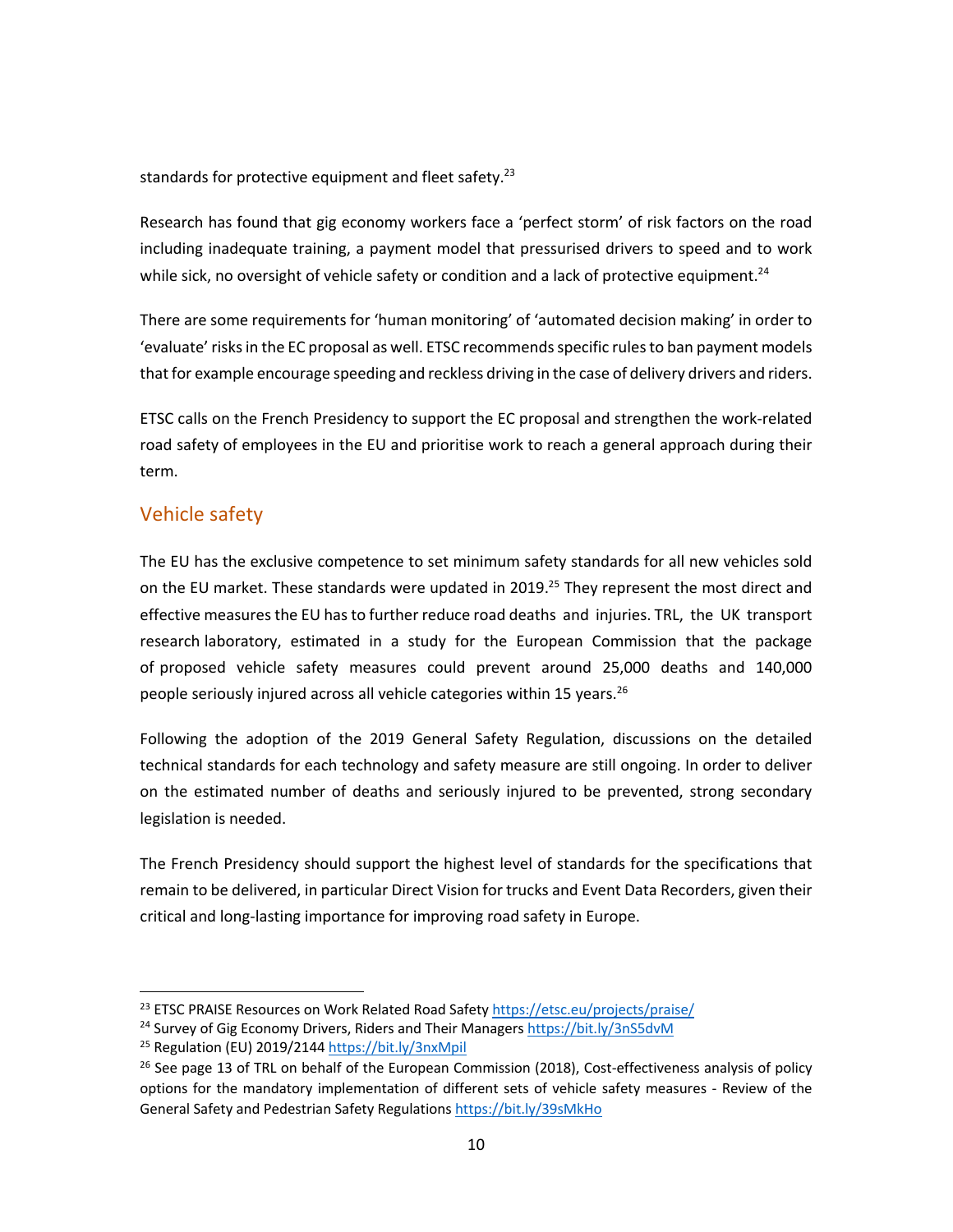standards for protective equipment and fleet safety.[23]

Research has found that gig economy workers face a 'perfect storm' of risk factors on the road including inadequate training, a payment model that pressurised drivers to speed and to work while sick, no oversight of vehicle safety or condition and a lack of protective equipment.[24]

There are some requirements for 'human monitoring' of 'automated decision making' in order to 'evaluate' risks in the EC proposal as well. ETSC recommends specific rules to ban payment models that for example encourage speeding and reckless driving in the case of delivery drivers and riders.

ETSC calls on the French Presidency to support the EC proposal and strengthen the work-related road safety of employees in the EU and prioritise work to reach a general approach during their term.

## Vehicle safety

The EU has the exclusive competence to set minimum safety standards for all new vehicles sold on the EU market. These standards were updated in 2019.[25] They represent the most direct and effective measures the EU has to further reduce road deaths and injuries. TRL, the UK transport research laboratory, estimated in a study for the European Commission that the package of proposed vehicle safety measures could prevent around 25,000 deaths and 140,000 people seriously injured across all vehicle categories within 15 years.[26]

Following the adoption of the 2019 General Safety Regulation, discussions on the detailed technical standards for each technology and safety measure are still ongoing. In order to deliver on the estimated number of deaths and seriously injured to be prevented, strong secondary legislation is needed.

The French Presidency should support the highest level of standards for the specifications that remain to be delivered, in particular Direct Vision for trucks and Event Data Recorders, given their critical and long-lasting importance for improving road safety in Europe.

---

[23] ETSC PRAISE Resources on Work Related Road Safety https://etsc.eu/projects/praise/

[24] Survey of Gig Economy Drivers, Riders and Their Managers https://bit.ly/3nS5dvM

[25] Regulation (EU) 2019/2144 https://bit.ly/3nxMpil

[26] See page 13 of TRL on behalf of the European Commission (2018), Cost-effectiveness analysis of policy options for the mandatory implementation of different sets of vehicle safety measures - Review of the General Safety and Pedestrian Safety Regulations https://bit.ly/39sMkHo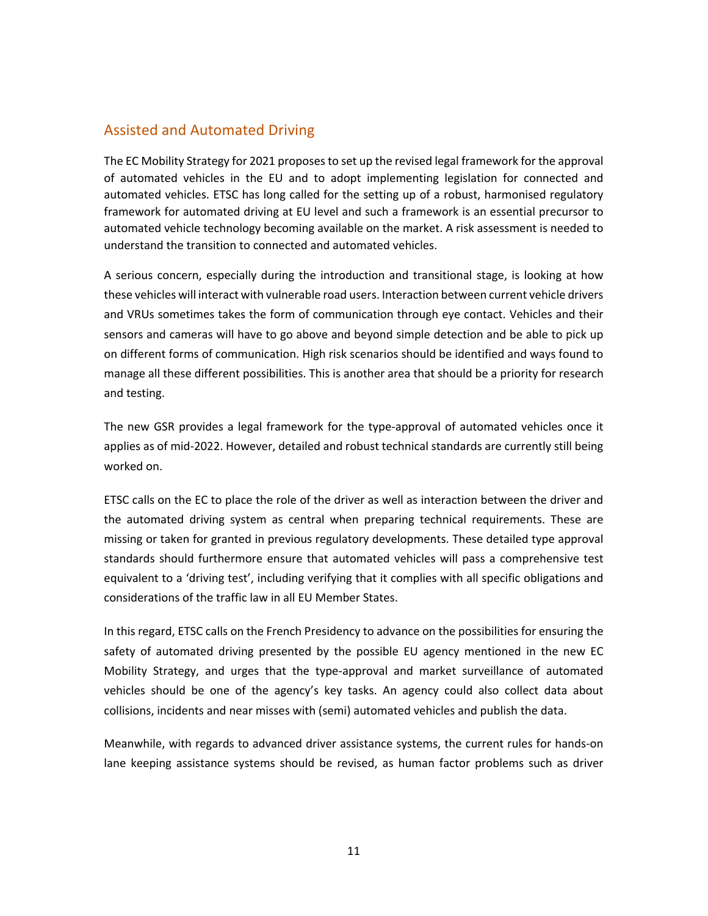## Assisted and Automated Driving

The EC Mobility Strategy for 2021 proposes to set up the revised legal framework for the approval of automated vehicles in the EU and to adopt implementing legislation for connected and automated vehicles. ETSC has long called for the setting up of a robust, harmonised regulatory framework for automated driving at EU level and such a framework is an essential precursor to automated vehicle technology becoming available on the market. A risk assessment is needed to understand the transition to connected and automated vehicles.

A serious concern, especially during the introduction and transitional stage, is looking at how these vehicles will interact with vulnerable road users. Interaction between current vehicle drivers and VRUs sometimes takes the form of communication through eye contact. Vehicles and their sensors and cameras will have to go above and beyond simple detection and be able to pick up on different forms of communication. High risk scenarios should be identified and ways found to manage all these different possibilities. This is another area that should be a priority for research and testing.

The new GSR provides a legal framework for the type-approval of automated vehicles once it applies as of mid-2022. However, detailed and robust technical standards are currently still being worked on.

ETSC calls on the EC to place the role of the driver as well as interaction between the driver and the automated driving system as central when preparing technical requirements. These are missing or taken for granted in previous regulatory developments. These detailed type approval standards should furthermore ensure that automated vehicles will pass a comprehensive test equivalent to a 'driving test', including verifying that it complies with all specific obligations and considerations of the traffic law in all EU Member States.

In this regard, ETSC calls on the French Presidency to advance on the possibilities for ensuring the safety of automated driving presented by the possible EU agency mentioned in the new EC Mobility Strategy, and urges that the type-approval and market surveillance of automated vehicles should be one of the agency's key tasks. An agency could also collect data about collisions, incidents and near misses with (semi) automated vehicles and publish the data.

Meanwhile, with regards to advanced driver assistance systems, the current rules for hands-on lane keeping assistance systems should be revised, as human factor problems such as driver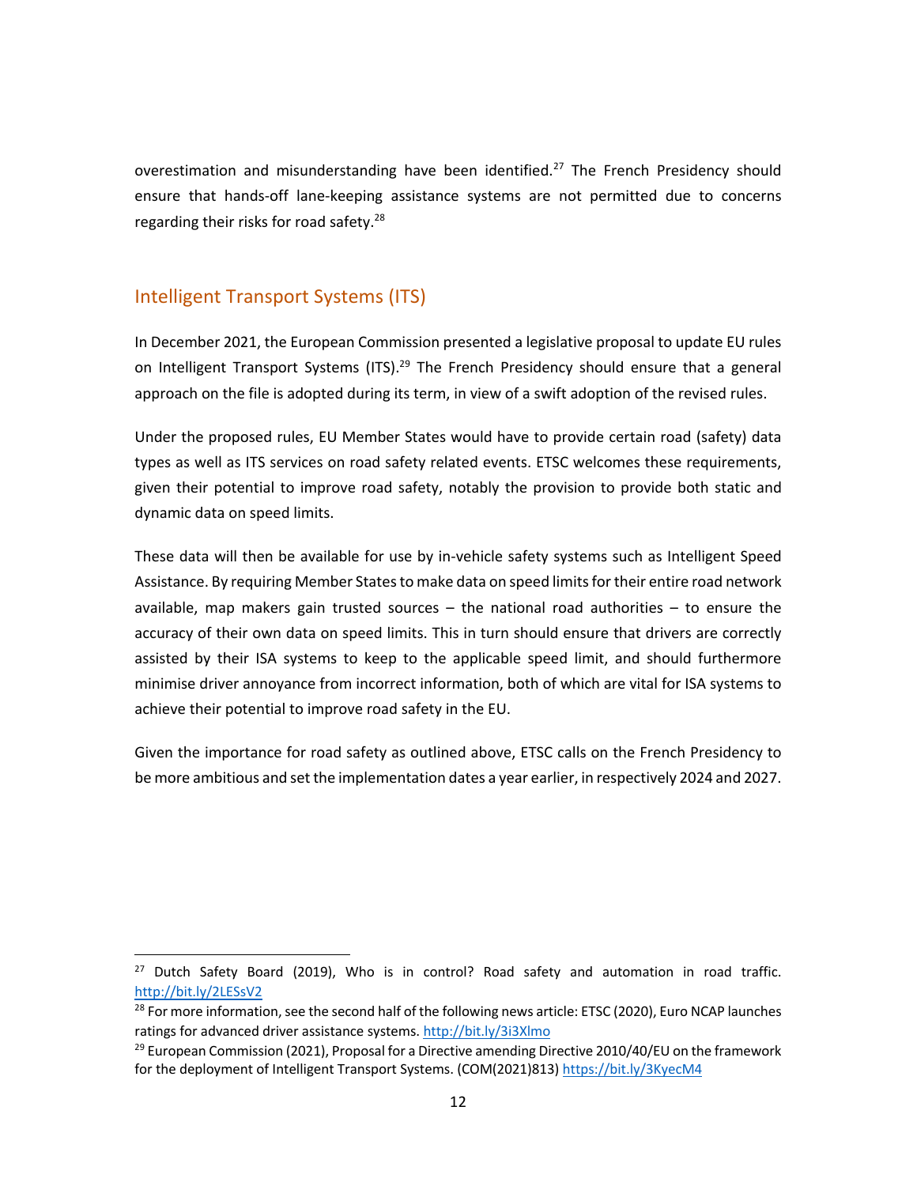overestimation and misunderstanding have been identified.[27] The French Presidency should ensure that hands-off lane-keeping assistance systems are not permitted due to concerns regarding their risks for road safety.[28]

## Intelligent Transport Systems (ITS)

In December 2021, the European Commission presented a legislative proposal to update EU rules on Intelligent Transport Systems (ITS).[29] The French Presidency should ensure that a general approach on the file is adopted during its term, in view of a swift adoption of the revised rules.

Under the proposed rules, EU Member States would have to provide certain road (safety) data types as well as ITS services on road safety related events. ETSC welcomes these requirements, given their potential to improve road safety, notably the provision to provide both static and dynamic data on speed limits.

These data will then be available for use by in-vehicle safety systems such as Intelligent Speed Assistance. By requiring Member States to make data on speed limits for their entire road network available, map makers gain trusted sources – the national road authorities – to ensure the accuracy of their own data on speed limits. This in turn should ensure that drivers are correctly assisted by their ISA systems to keep to the applicable speed limit, and should furthermore minimise driver annoyance from incorrect information, both of which are vital for ISA systems to achieve their potential to improve road safety in the EU.

Given the importance for road safety as outlined above, ETSC calls on the French Presidency to be more ambitious and set the implementation dates a year earlier, in respectively 2024 and 2027.

---

[27] Dutch Safety Board (2019), Who is in control? Road safety and automation in road traffic. http://bit.ly/2LESsV2

[28] For more information, see the second half of the following news article: ETSC (2020), Euro NCAP launches ratings for advanced driver assistance systems. http://bit.ly/3i3Xlmo

[29] European Commission (2021), Proposal for a Directive amending Directive 2010/40/EU on the framework for the deployment of Intelligent Transport Systems. (COM(2021)813) https://bit.ly/3KyecM4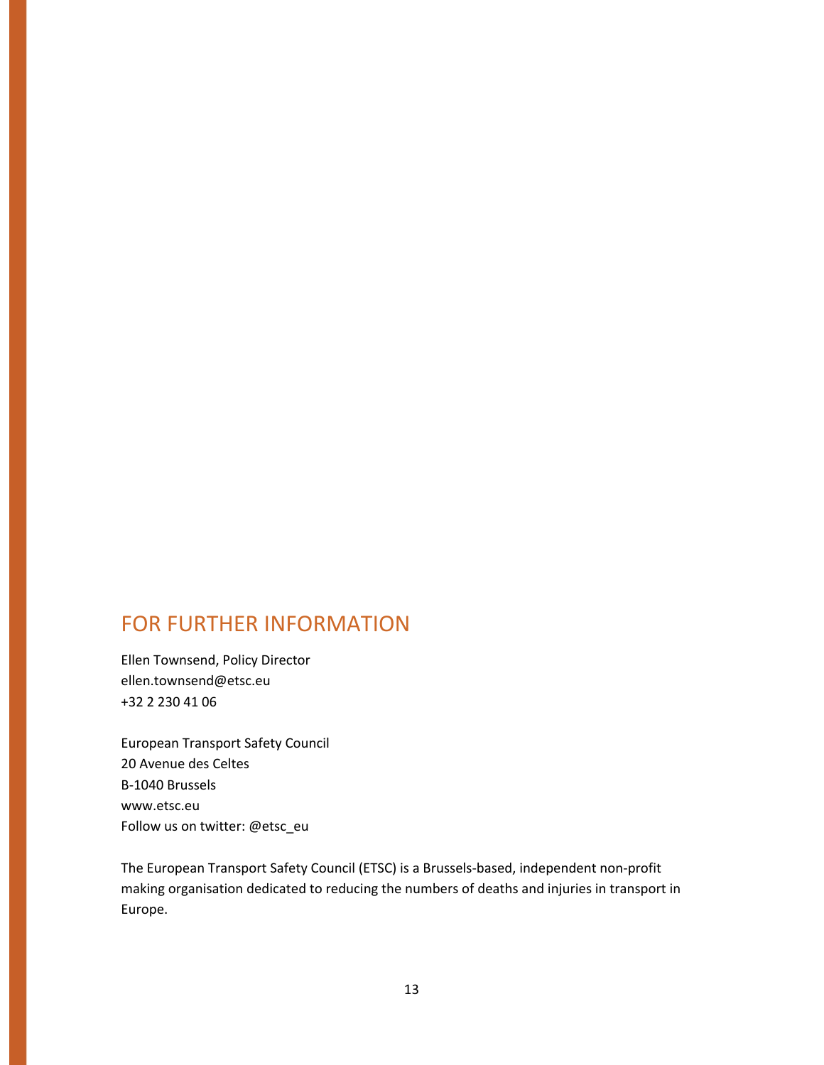## FOR FURTHER INFORMATION

Ellen Townsend, Policy Director
ellen.townsend@etsc.eu
+32 2 230 41 06

European Transport Safety Council
20 Avenue des Celtes
B-1040 Brussels
www.etsc.eu
Follow us on twitter: @etsc_eu

The European Transport Safety Council (ETSC) is a Brussels-based, independent non-profit making organisation dedicated to reducing the numbers of deaths and injuries in transport in Europe.